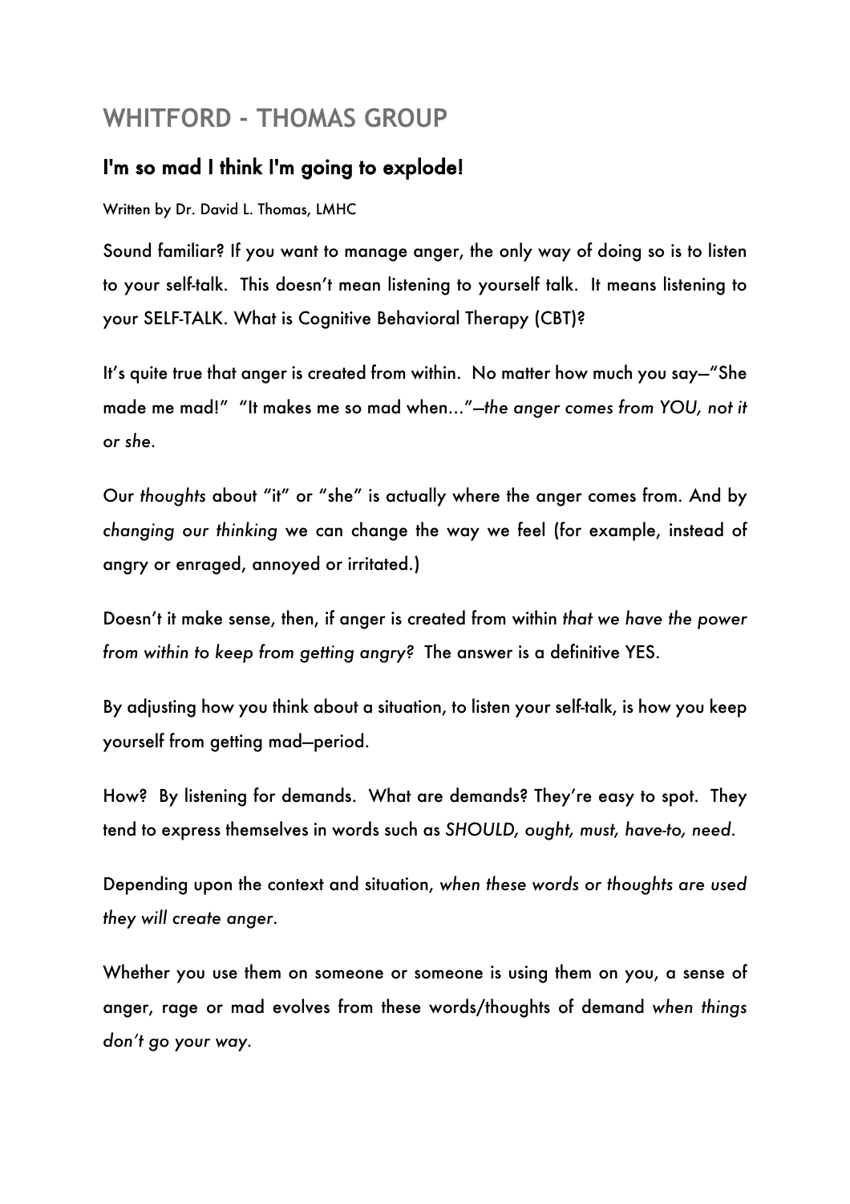# WHITFORD - THOMAS GROUP

## I'm so mad I think I'm going to explode!

Written by Dr. David L. Thomas, LMHC

Sound familiar? If you want to manage anger, the only way of doing so is to listen to your self-talk. This doesn't mean listening to yourself talk. It means listening to your SELF-TALK. What is Cognitive Behavioral Therapy (CBT)?

It's quite true that anger is created from within. No matter how much you say—"She made me mad!" "It makes me so mad when…"—*the anger comes from YOU, not it or she*.

Our *thoughts* about "it" or "she" is actually where the anger comes from. And by *changing our thinking* we can change the way we feel (for example, instead of angry or enraged, annoyed or irritated.)

Doesn't it make sense, then, if anger is created from within *that we have the power from within to keep from getting angry?* The answer is a definitive YES.

By adjusting how you think about a situation, to listen your self-talk, is how you keep yourself from getting mad—period.

How? By listening for demands. What are demands? They're easy to spot. They tend to express themselves in words such as *SHOULD, ought, must, have-to, need*.

Depending upon the context and situation, *when these words or thoughts are used they will create anger*.

Whether you use them on someone or someone is using them on you, a sense of anger, rage or mad evolves from these words/thoughts of demand *when things don't go your way*.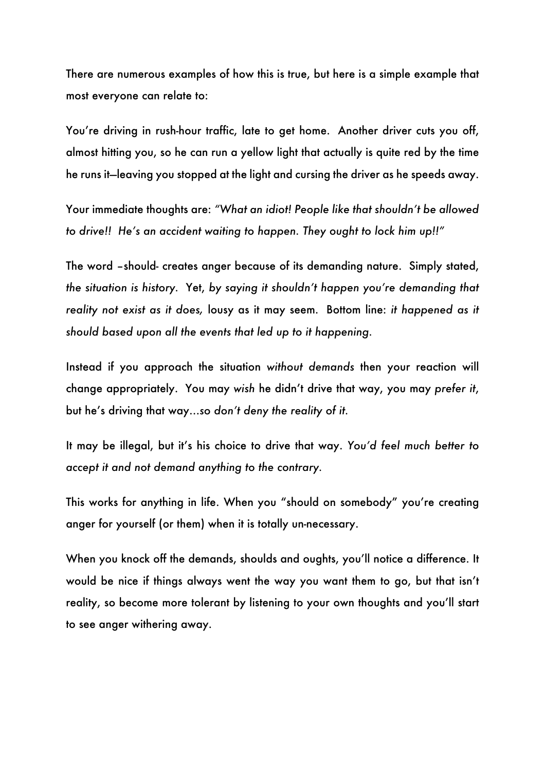There are numerous examples of how this is true, but here is a simple example that most everyone can relate to:

You're driving in rush-hour traffic, late to get home. Another driver cuts you off, almost hitting you, so he can run a yellow light that actually is quite red by the time he runs it—leaving you stopped at the light and cursing the driver as he speeds away.

Your immediate thoughts are: *"What an idiot! People like that shouldn't be allowed to drive!! He's an accident waiting to happen. They ought to lock him up!!"*

The word –should- creates anger because of its demanding nature. Simply stated, *the situation is history.* Yet, *by saying it shouldn't happen you're demanding that reality not exist as it does,* lousy as it may seem. Bottom line: *it happened as it should based upon all the events that led up to it happening.*

Instead if you approach the situation *without demands* then your reaction will change appropriately. You may *wish* he didn't drive that way, you may *prefer it*, but he's driving that way…so *don't deny the reality of it.*

It may be illegal, but it's his choice to drive that way. *You'd feel much better to accept it and not demand anything to the contrary.*

This works for anything in life. When you "should on somebody" you're creating anger for yourself (or them) when it is totally un-necessary.

When you knock off the demands, shoulds and oughts, you'll notice a difference. It would be nice if things always went the way you want them to go, but that isn't reality, so become more tolerant by listening to your own thoughts and you'll start to see anger withering away.